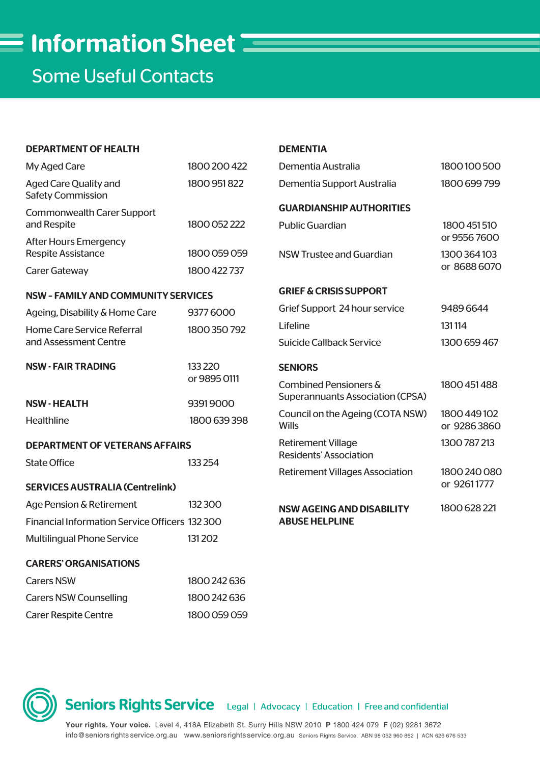# Information Sheet

## Some Useful Contacts

### DEPARTMENT OF HEALTH

| | |
|---|---|
| My Aged Care | 1800 200 422 |
| Aged Care Quality and Safety Commission | 1800 951 822 |
| Commonwealth Carer Support and Respite | 1800 052 222 |
| After Hours Emergency Respite Assistance | 1800 059 059 |
| Carer Gateway | 1800 422 737 |

### NSW – FAMILY AND COMMUNITY SERVICES

| | |
|---|---|
| Ageing, Disability & Home Care | 9377 6000 |
| Home Care Service Referral and Assessment Centre | 1800 350 792 |

### NSW - FAIR TRADING

133 220 or 9895 0111

### NSW - HEALTH

9391 9000

| | |
|---|---|
| Healthline | 1800 639 398 |

### DEPARTMENT OF VETERANS AFFAIRS

| | |
|---|---|
| State Office | 133 254 |

### SERVICES AUSTRALIA (Centrelink)

| | |
|---|---|
| Age Pension & Retirement | 132 300 |
| Financial Information Service Officers | 132 300 |
| Multilingual Phone Service | 131 202 |

### CARERS' ORGANISATIONS

| | |
|---|---|
| Carers NSW | 1800 242 636 |
| Carers NSW Counselling | 1800 242 636 |
| Carer Respite Centre | 1800 059 059 |

### DEMENTIA

| | |
|---|---|
| Dementia Australia | 1800 100 500 |
| Dementia Support Australia | 1800 699 799 |

### GUARDIANSHIP AUTHORITIES

| | |
|---|---|
| Public Guardian | 1800 451 510 or 9556 7600 |
| NSW Trustee and Guardian | 1300 364 103 or 8688 6070 |

### GRIEF & CRISIS SUPPORT

| | |
|---|---|
| Grief Support 24 hour service | 9489 6644 |
| Lifeline | 131 114 |
| Suicide Callback Service | 1300 659 467 |

### SENIORS

| | |
|---|---|
| Combined Pensioners & Superannuants Association (CPSA) | 1800 451 488 |
| Council on the Ageing (COTA NSW) Wills | 1800 449 102 or 9286 3860 |
| Retirement Village Residents' Association | 1300 787 213 |
| Retirement Villages Association | 1800 240 080 or 9261 1777 |

### NSW AGEING AND DISABILITY ABUSE HELPLINE

1800 628 221

**Seniors Rights Service** Legal | Advocacy | Education | Free and confidential

**Your rights. Your voice.** Level 4, 418A Elizabeth St. Surry Hills NSW 2010 **P** 1800 424 079 **F** (02) 9281 3672
info@seniorsrightsservice.org.au www.seniorsrightsservice.org.au Seniors Rights Service. ABN 98 052 960 862 | ACN 626 676 533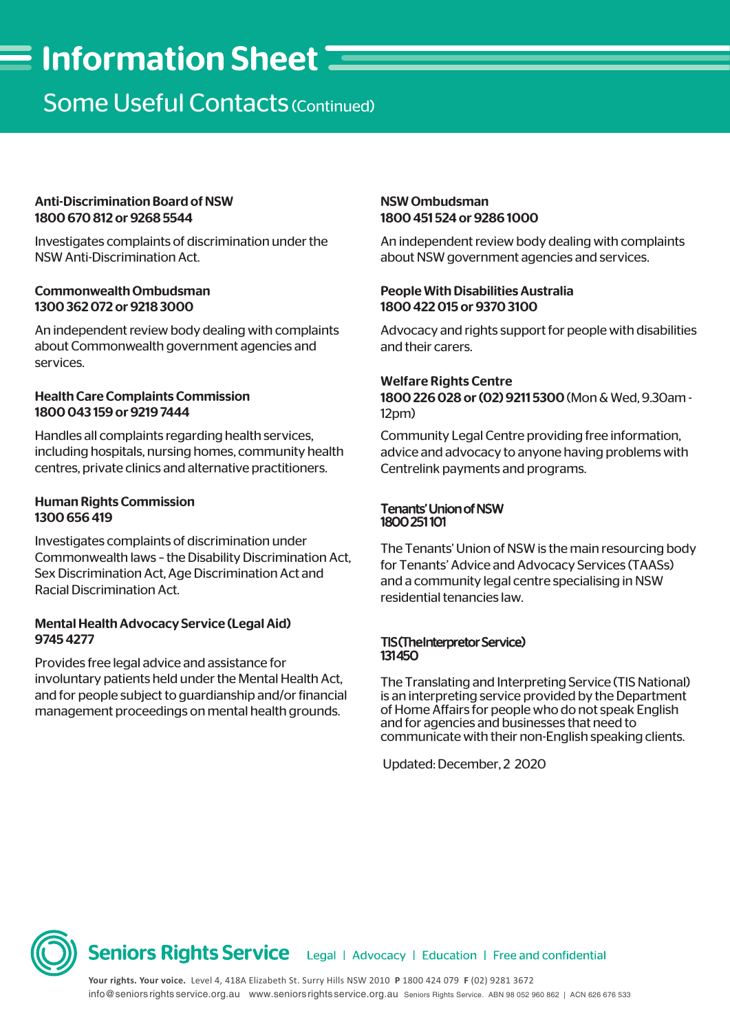# Information Sheet

## Some Useful Contacts (Continued)

**Anti-Discrimination Board of NSW**
**1800 670 812 or 9268 5544**

Investigates complaints of discrimination under the NSW Anti-Discrimination Act.

**Commonwealth Ombudsman**
**1300 362 072 or 9218 3000**

An independent review body dealing with complaints about Commonwealth government agencies and services.

**Health Care Complaints Commission**
**1800 043 159 or 9219 7444**

Handles all complaints regarding health services, including hospitals, nursing homes, community health centres, private clinics and alternative practitioners.

**Human Rights Commission**
**1300 656 419**

Investigates complaints of discrimination under Commonwealth laws – the Disability Discrimination Act, Sex Discrimination Act, Age Discrimination Act and Racial Discrimination Act.

**Mental Health Advocacy Service (Legal Aid)**
**9745 4277**

Provides free legal advice and assistance for involuntary patients held under the Mental Health Act, and for people subject to guardianship and/or financial management proceedings on mental health grounds.

**NSW Ombudsman**
**1800 451 524 or 9286 1000**

An independent review body dealing with complaints about NSW government agencies and services.

**People With Disabilities Australia**
**1800 422 015 or 9370 3100**

Advocacy and rights support for people with disabilities and their carers.

**Welfare Rights Centre**
**1800 226 028 or (02) 9211 5300** (Mon & Wed, 9.30am - 12pm)

Community Legal Centre providing free information, advice and advocacy to anyone having problems with Centrelink payments and programs.

**Tenants' Union of NSW**
**1800 251 101**

The Tenants' Union of NSW is the main resourcing body for Tenants' Advice and Advocacy Services (TAASs) and a community legal centre specialising in NSW residential tenancies law.

**TIS (The Interpretor Service)**
**131450**

The Translating and Interpreting Service (TIS National) is an interpreting service provided by the Department of Home Affairs for people who do not speak English and for agencies and businesses that need to communicate with their non-English speaking clients.

Updated: December, 2 2020

**Seniors Rights Service** Legal | Advocacy | Education | Free and confidential

**Your rights. Your voice.** Level 4, 418A Elizabeth St. Surry Hills NSW 2010 **P** 1800 424 079 **F** (02) 9281 3672
info@seniorsrightsservice.org.au www.seniorsrightsservice.org.au Seniors Rights Service. ABN 98 052 960 862 | ACN 626 676 533